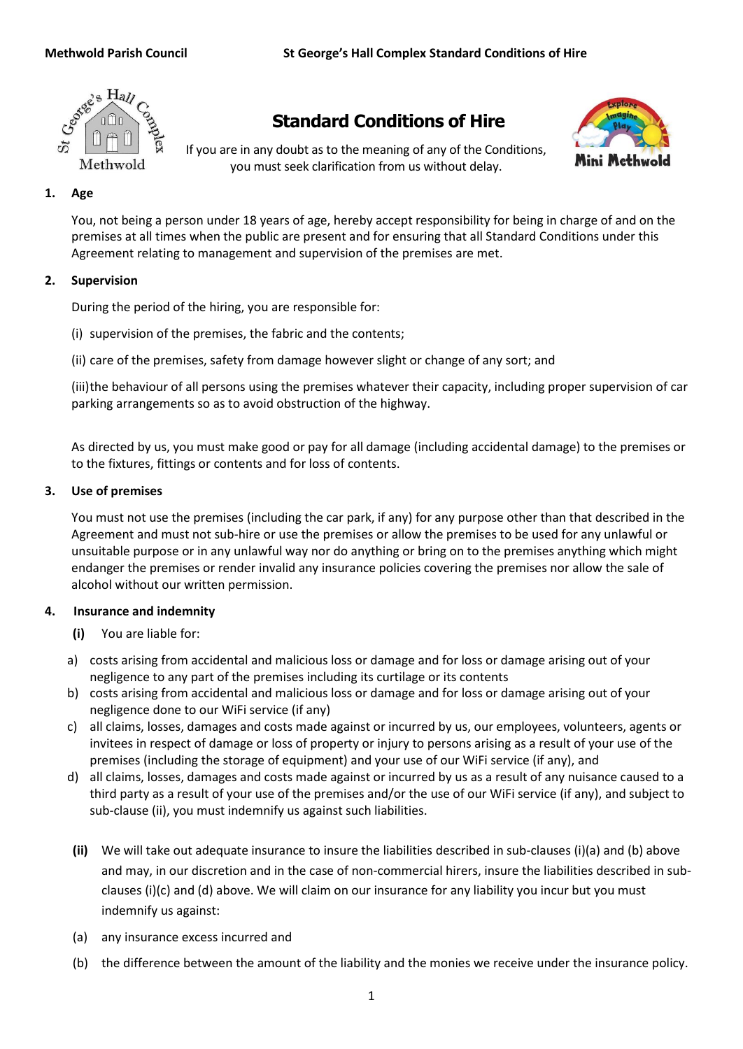# Standard Conditions of Hire

If you are in any doubt as to the meaning of any of the Conditions, you must seek clarification from us without delay.

## 1. Age

You, not being a person under 18 years of age, hereby accept responsibility for being in charge of and on the premises at all times when the public are present and for ensuring that all Standard Conditions under this Agreement relating to management and supervision of the premises are met.

## 2. Supervision

During the period of the hiring, you are responsible for:

(i) supervision of the premises, the fabric and the contents;

(ii) care of the premises, safety from damage however slight or change of any sort; and

(iii) the behaviour of all persons using the premises whatever their capacity, including proper supervision of car parking arrangements so as to avoid obstruction of the highway.

As directed by us, you must make good or pay for all damage (including accidental damage) to the premises or to the fixtures, fittings or contents and for loss of contents.

## 3. Use of premises

You must not use the premises (including the car park, if any) for any purpose other than that described in the Agreement and must not sub-hire or use the premises or allow the premises to be used for any unlawful or unsuitable purpose or in any unlawful way nor do anything or bring on to the premises anything which might endanger the premises or render invalid any insurance policies covering the premises nor allow the sale of alcohol without our written permission.

## 4. Insurance and indemnity

**(i)** You are liable for:

a) costs arising from accidental and malicious loss or damage and for loss or damage arising out of your negligence to any part of the premises including its curtilage or its contents

b) costs arising from accidental and malicious loss or damage and for loss or damage arising out of your negligence done to our WiFi service (if any)

c) all claims, losses, damages and costs made against or incurred by us, our employees, volunteers, agents or invitees in respect of damage or loss of property or injury to persons arising as a result of your use of the premises (including the storage of equipment) and your use of our WiFi service (if any), and

d) all claims, losses, damages and costs made against or incurred by us as a result of any nuisance caused to a third party as a result of your use of the premises and/or the use of our WiFi service (if any), and subject to sub-clause (ii), you must indemnify us against such liabilities.

**(ii)** We will take out adequate insurance to insure the liabilities described in sub-clauses (i)(a) and (b) above and may, in our discretion and in the case of non-commercial hirers, insure the liabilities described in sub-clauses (i)(c) and (d) above. We will claim on our insurance for any liability you incur but you must indemnify us against:

(a) any insurance excess incurred and

(b) the difference between the amount of the liability and the monies we receive under the insurance policy.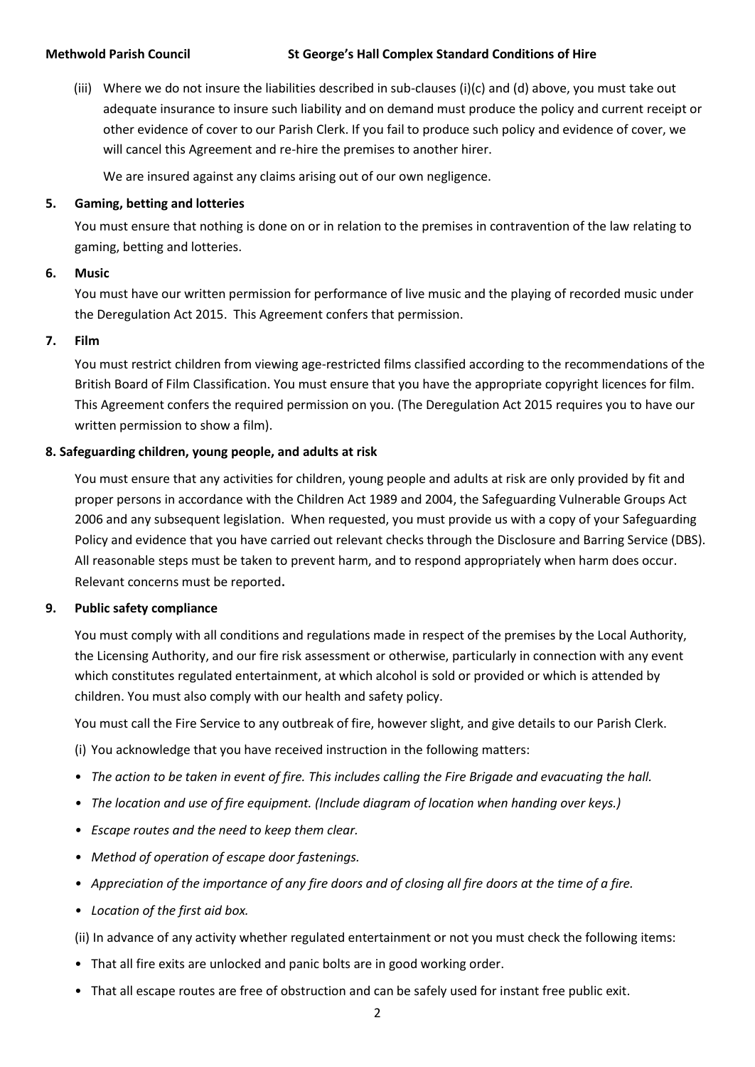(iii) Where we do not insure the liabilities described in sub-clauses (i)(c) and (d) above, you must take out adequate insurance to insure such liability and on demand must produce the policy and current receipt or other evidence of cover to our Parish Clerk. If you fail to produce such policy and evidence of cover, we will cancel this Agreement and re-hire the premises to another hirer.

We are insured against any claims arising out of our own negligence.

**5. Gaming, betting and lotteries**

You must ensure that nothing is done on or in relation to the premises in contravention of the law relating to gaming, betting and lotteries.

**6. Music**

You must have our written permission for performance of live music and the playing of recorded music under the Deregulation Act 2015. This Agreement confers that permission.

**7. Film**

You must restrict children from viewing age-restricted films classified according to the recommendations of the British Board of Film Classification. You must ensure that you have the appropriate copyright licences for film. This Agreement confers the required permission on you. (The Deregulation Act 2015 requires you to have our written permission to show a film).

**8. Safeguarding children, young people, and adults at risk**

You must ensure that any activities for children, young people and adults at risk are only provided by fit and proper persons in accordance with the Children Act 1989 and 2004, the Safeguarding Vulnerable Groups Act 2006 and any subsequent legislation. When requested, you must provide us with a copy of your Safeguarding Policy and evidence that you have carried out relevant checks through the Disclosure and Barring Service (DBS). All reasonable steps must be taken to prevent harm, and to respond appropriately when harm does occur. Relevant concerns must be reported.

**9. Public safety compliance**

You must comply with all conditions and regulations made in respect of the premises by the Local Authority, the Licensing Authority, and our fire risk assessment or otherwise, particularly in connection with any event which constitutes regulated entertainment, at which alcohol is sold or provided or which is attended by children. You must also comply with our health and safety policy.

You must call the Fire Service to any outbreak of fire, however slight, and give details to our Parish Clerk.

(i) You acknowledge that you have received instruction in the following matters:

- *The action to be taken in event of fire. This includes calling the Fire Brigade and evacuating the hall.*
- *The location and use of fire equipment. (Include diagram of location when handing over keys.)*
- *Escape routes and the need to keep them clear.*
- *Method of operation of escape door fastenings.*
- *Appreciation of the importance of any fire doors and of closing all fire doors at the time of a fire.*
- *Location of the first aid box.*

(ii) In advance of any activity whether regulated entertainment or not you must check the following items:

- That all fire exits are unlocked and panic bolts are in good working order.
- That all escape routes are free of obstruction and can be safely used for instant free public exit.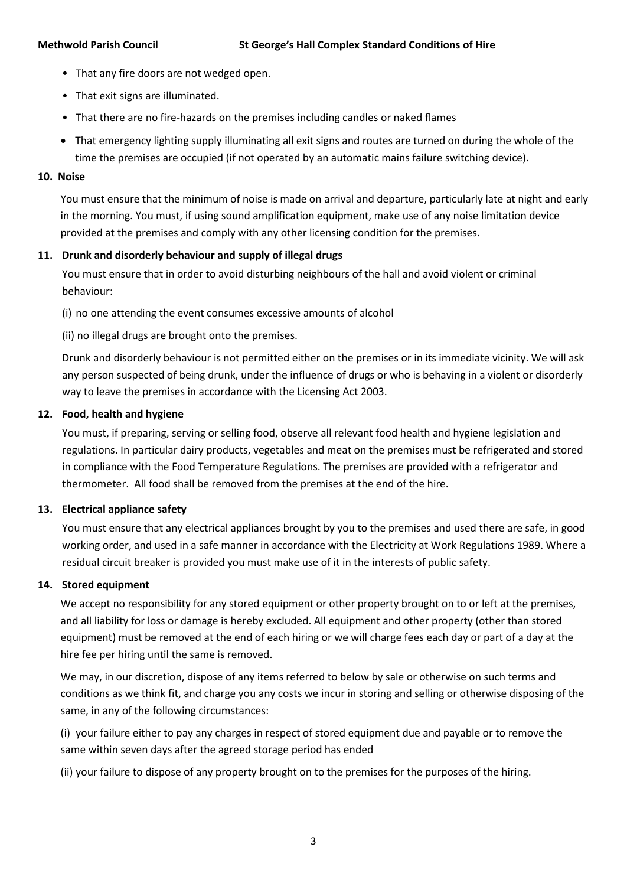- That any fire doors are not wedged open.
- That exit signs are illuminated.
- That there are no fire-hazards on the premises including candles or naked flames
- That emergency lighting supply illuminating all exit signs and routes are turned on during the whole of the time the premises are occupied (if not operated by an automatic mains failure switching device).

**10. Noise**

You must ensure that the minimum of noise is made on arrival and departure, particularly late at night and early in the morning. You must, if using sound amplification equipment, make use of any noise limitation device provided at the premises and comply with any other licensing condition for the premises.

**11. Drunk and disorderly behaviour and supply of illegal drugs**

You must ensure that in order to avoid disturbing neighbours of the hall and avoid violent or criminal behaviour:

(i) no one attending the event consumes excessive amounts of alcohol

(ii) no illegal drugs are brought onto the premises.

Drunk and disorderly behaviour is not permitted either on the premises or in its immediate vicinity. We will ask any person suspected of being drunk, under the influence of drugs or who is behaving in a violent or disorderly way to leave the premises in accordance with the Licensing Act 2003.

**12. Food, health and hygiene**

You must, if preparing, serving or selling food, observe all relevant food health and hygiene legislation and regulations. In particular dairy products, vegetables and meat on the premises must be refrigerated and stored in compliance with the Food Temperature Regulations. The premises are provided with a refrigerator and thermometer. All food shall be removed from the premises at the end of the hire.

**13. Electrical appliance safety**

You must ensure that any electrical appliances brought by you to the premises and used there are safe, in good working order, and used in a safe manner in accordance with the Electricity at Work Regulations 1989. Where a residual circuit breaker is provided you must make use of it in the interests of public safety.

**14. Stored equipment**

We accept no responsibility for any stored equipment or other property brought on to or left at the premises, and all liability for loss or damage is hereby excluded. All equipment and other property (other than stored equipment) must be removed at the end of each hiring or we will charge fees each day or part of a day at the hire fee per hiring until the same is removed.

We may, in our discretion, dispose of any items referred to below by sale or otherwise on such terms and conditions as we think fit, and charge you any costs we incur in storing and selling or otherwise disposing of the same, in any of the following circumstances:

(i) your failure either to pay any charges in respect of stored equipment due and payable or to remove the same within seven days after the agreed storage period has ended

(ii) your failure to dispose of any property brought on to the premises for the purposes of the hiring.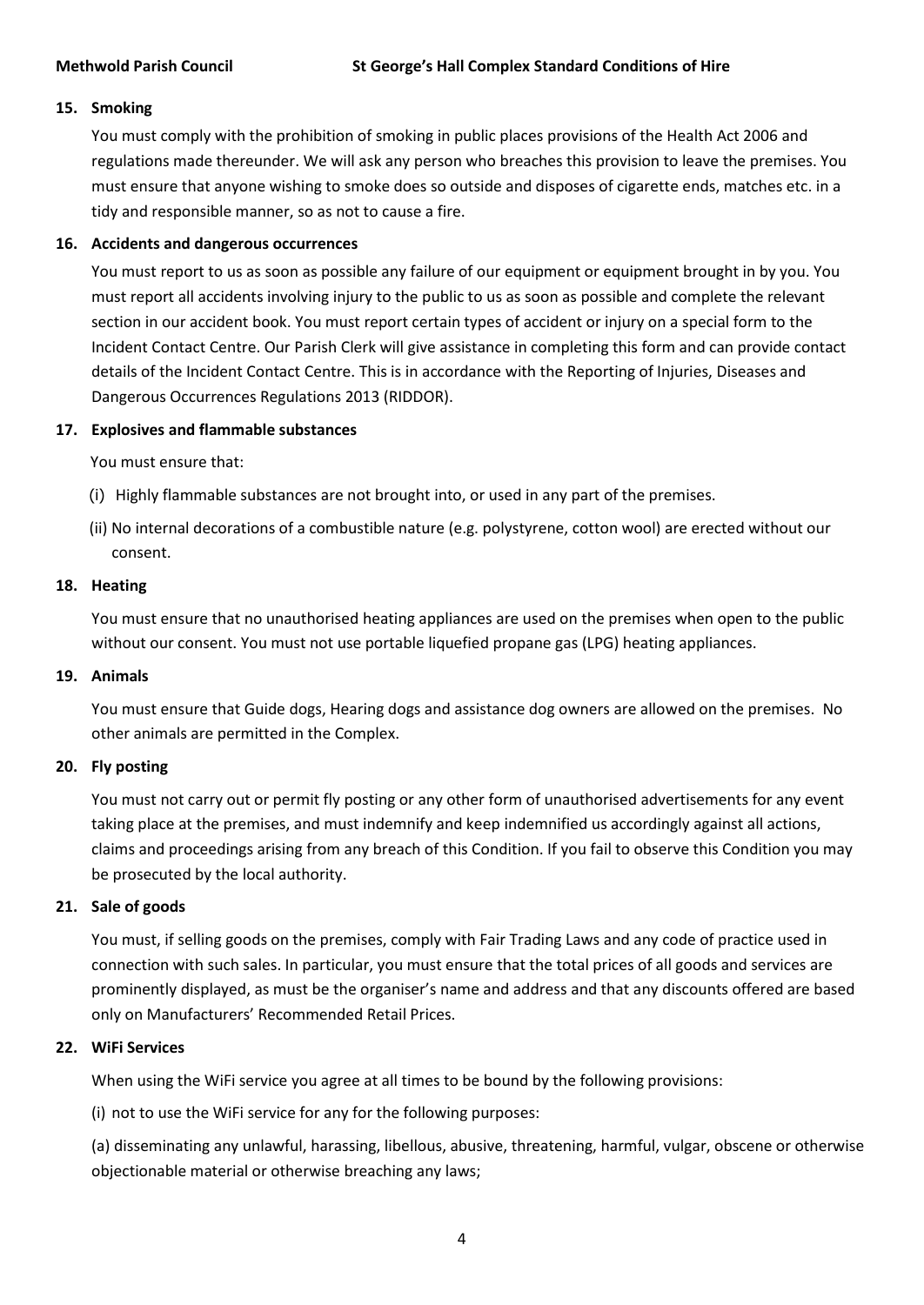**15. Smoking**

You must comply with the prohibition of smoking in public places provisions of the Health Act 2006 and regulations made thereunder. We will ask any person who breaches this provision to leave the premises. You must ensure that anyone wishing to smoke does so outside and disposes of cigarette ends, matches etc. in a tidy and responsible manner, so as not to cause a fire.

**16. Accidents and dangerous occurrences**

You must report to us as soon as possible any failure of our equipment or equipment brought in by you. You must report all accidents involving injury to the public to us as soon as possible and complete the relevant section in our accident book. You must report certain types of accident or injury on a special form to the Incident Contact Centre. Our Parish Clerk will give assistance in completing this form and can provide contact details of the Incident Contact Centre. This is in accordance with the Reporting of Injuries, Diseases and Dangerous Occurrences Regulations 2013 (RIDDOR).

**17. Explosives and flammable substances**

You must ensure that:

(i) Highly flammable substances are not brought into, or used in any part of the premises.

(ii) No internal decorations of a combustible nature (e.g. polystyrene, cotton wool) are erected without our consent.

**18. Heating**

You must ensure that no unauthorised heating appliances are used on the premises when open to the public without our consent. You must not use portable liquefied propane gas (LPG) heating appliances.

**19. Animals**

You must ensure that Guide dogs, Hearing dogs and assistance dog owners are allowed on the premises. No other animals are permitted in the Complex.

**20. Fly posting**

You must not carry out or permit fly posting or any other form of unauthorised advertisements for any event taking place at the premises, and must indemnify and keep indemnified us accordingly against all actions, claims and proceedings arising from any breach of this Condition. If you fail to observe this Condition you may be prosecuted by the local authority.

**21. Sale of goods**

You must, if selling goods on the premises, comply with Fair Trading Laws and any code of practice used in connection with such sales. In particular, you must ensure that the total prices of all goods and services are prominently displayed, as must be the organiser's name and address and that any discounts offered are based only on Manufacturers' Recommended Retail Prices.

**22. WiFi Services**

When using the WiFi service you agree at all times to be bound by the following provisions:

(i) not to use the WiFi service for any for the following purposes:

(a) disseminating any unlawful, harassing, libellous, abusive, threatening, harmful, vulgar, obscene or otherwise objectionable material or otherwise breaching any laws;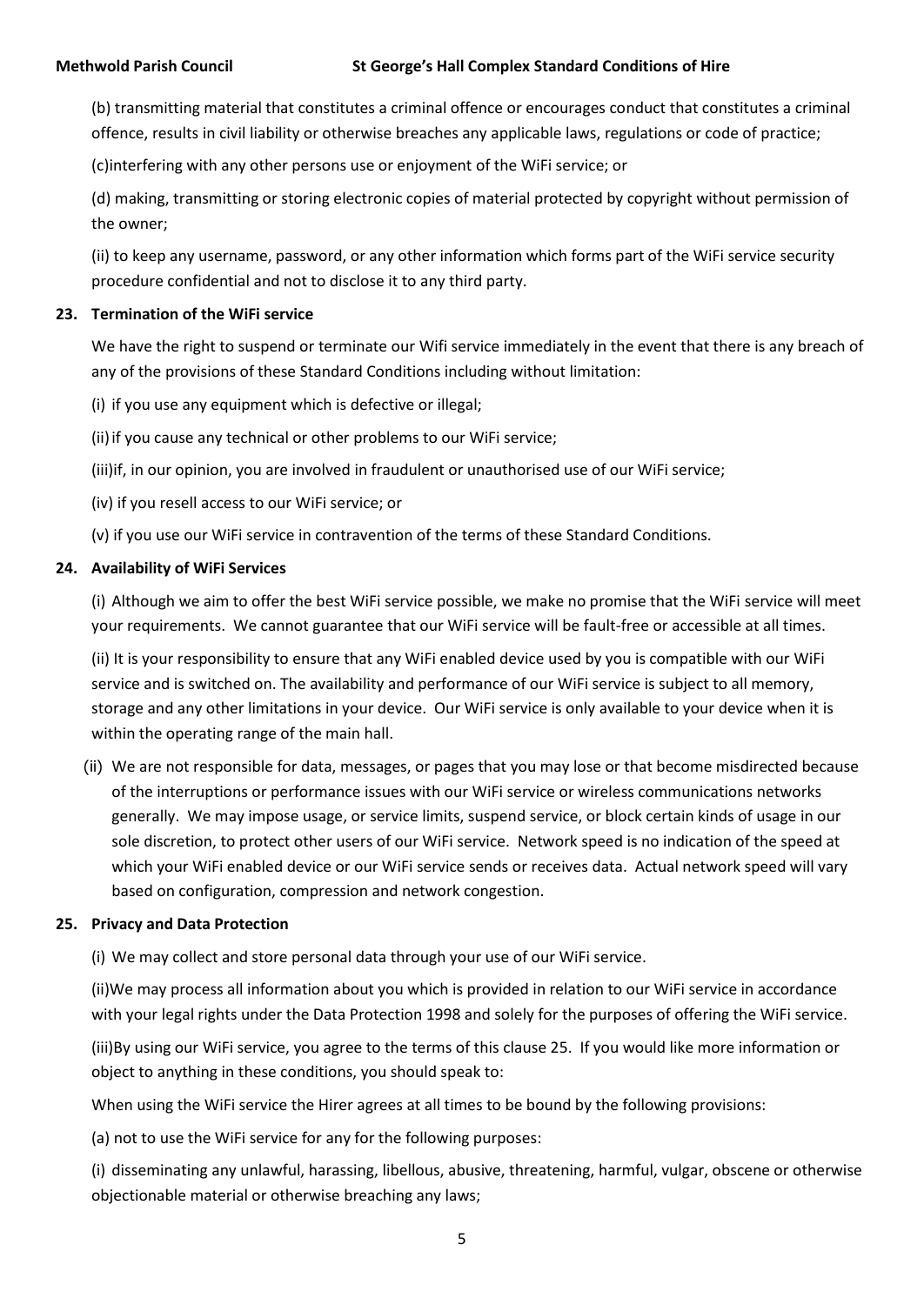(b) transmitting material that constitutes a criminal offence or encourages conduct that constitutes a criminal offence, results in civil liability or otherwise breaches any applicable laws, regulations or code of practice;

(c)interfering with any other persons use or enjoyment of the WiFi service; or

(d) making, transmitting or storing electronic copies of material protected by copyright without permission of the owner;

(ii) to keep any username, password, or any other information which forms part of the WiFi service security procedure confidential and not to disclose it to any third party.

**23. Termination of the WiFi service**

We have the right to suspend or terminate our Wifi service immediately in the event that there is any breach of any of the provisions of these Standard Conditions including without limitation:

(i) if you use any equipment which is defective or illegal;

(ii) if you cause any technical or other problems to our WiFi service;

(iii)if, in our opinion, you are involved in fraudulent or unauthorised use of our WiFi service;

(iv) if you resell access to our WiFi service; or

(v) if you use our WiFi service in contravention of the terms of these Standard Conditions.

**24. Availability of WiFi Services**

(i) Although we aim to offer the best WiFi service possible, we make no promise that the WiFi service will meet your requirements. We cannot guarantee that our WiFi service will be fault-free or accessible at all times.

(ii) It is your responsibility to ensure that any WiFi enabled device used by you is compatible with our WiFi service and is switched on. The availability and performance of our WiFi service is subject to all memory, storage and any other limitations in your device. Our WiFi service is only available to your device when it is within the operating range of the main hall.

(ii) We are not responsible for data, messages, or pages that you may lose or that become misdirected because of the interruptions or performance issues with our WiFi service or wireless communications networks generally. We may impose usage, or service limits, suspend service, or block certain kinds of usage in our sole discretion, to protect other users of our WiFi service. Network speed is no indication of the speed at which your WiFi enabled device or our WiFi service sends or receives data. Actual network speed will vary based on configuration, compression and network congestion.

**25. Privacy and Data Protection**

(i) We may collect and store personal data through your use of our WiFi service.

(ii)We may process all information about you which is provided in relation to our WiFi service in accordance with your legal rights under the Data Protection 1998 and solely for the purposes of offering the WiFi service.

(iii)By using our WiFi service, you agree to the terms of this clause 25. If you would like more information or object to anything in these conditions, you should speak to:

When using the WiFi service the Hirer agrees at all times to be bound by the following provisions:

(a) not to use the WiFi service for any for the following purposes:

(i) disseminating any unlawful, harassing, libellous, abusive, threatening, harmful, vulgar, obscene or otherwise objectionable material or otherwise breaching any laws;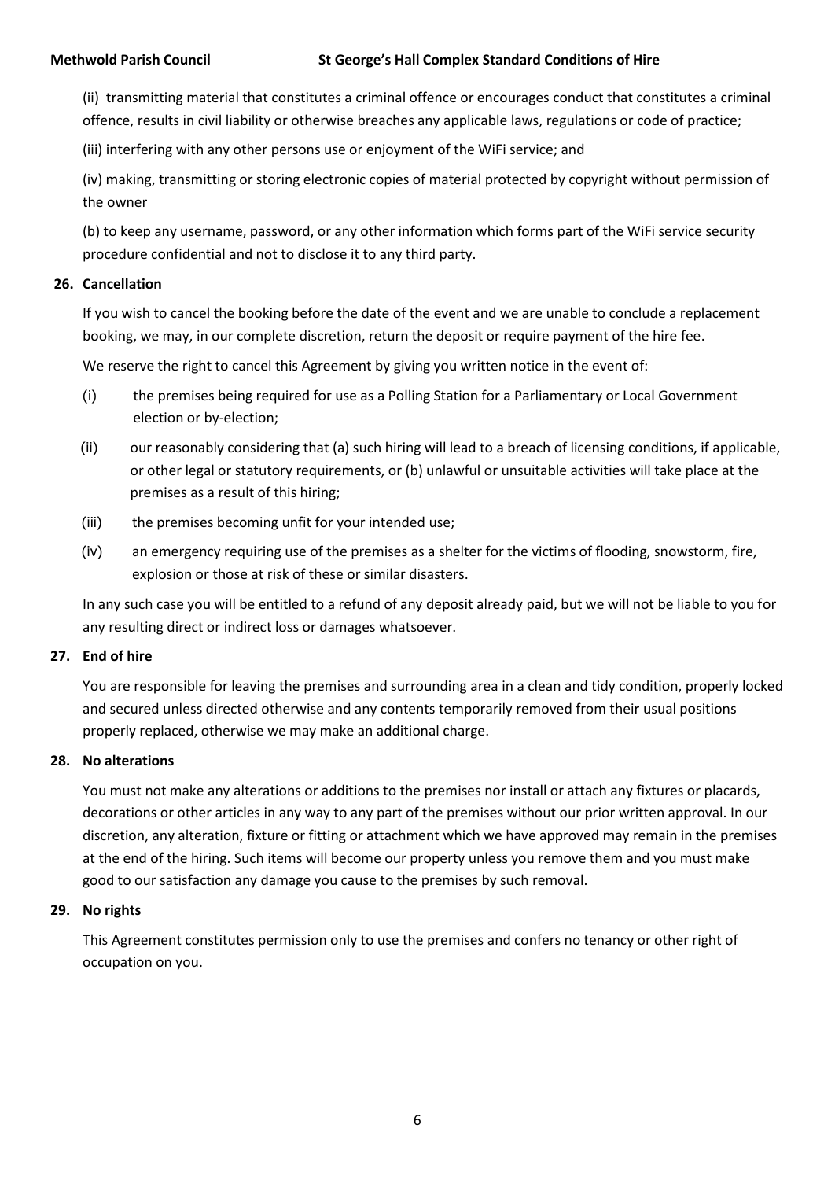(ii) transmitting material that constitutes a criminal offence or encourages conduct that constitutes a criminal offence, results in civil liability or otherwise breaches any applicable laws, regulations or code of practice;

(iii) interfering with any other persons use or enjoyment of the WiFi service; and

(iv) making, transmitting or storing electronic copies of material protected by copyright without permission of the owner

(b) to keep any username, password, or any other information which forms part of the WiFi service security procedure confidential and not to disclose it to any third party.

**26. Cancellation**

If you wish to cancel the booking before the date of the event and we are unable to conclude a replacement booking, we may, in our complete discretion, return the deposit or require payment of the hire fee.

We reserve the right to cancel this Agreement by giving you written notice in the event of:

(i) the premises being required for use as a Polling Station for a Parliamentary or Local Government election or by-election;

(ii) our reasonably considering that (a) such hiring will lead to a breach of licensing conditions, if applicable, or other legal or statutory requirements, or (b) unlawful or unsuitable activities will take place at the premises as a result of this hiring;

(iii) the premises becoming unfit for your intended use;

(iv) an emergency requiring use of the premises as a shelter for the victims of flooding, snowstorm, fire, explosion or those at risk of these or similar disasters.

In any such case you will be entitled to a refund of any deposit already paid, but we will not be liable to you for any resulting direct or indirect loss or damages whatsoever.

**27. End of hire**

You are responsible for leaving the premises and surrounding area in a clean and tidy condition, properly locked and secured unless directed otherwise and any contents temporarily removed from their usual positions properly replaced, otherwise we may make an additional charge.

**28. No alterations**

You must not make any alterations or additions to the premises nor install or attach any fixtures or placards, decorations or other articles in any way to any part of the premises without our prior written approval. In our discretion, any alteration, fixture or fitting or attachment which we have approved may remain in the premises at the end of the hiring. Such items will become our property unless you remove them and you must make good to our satisfaction any damage you cause to the premises by such removal.

**29. No rights**

This Agreement constitutes permission only to use the premises and confers no tenancy or other right of occupation on you.